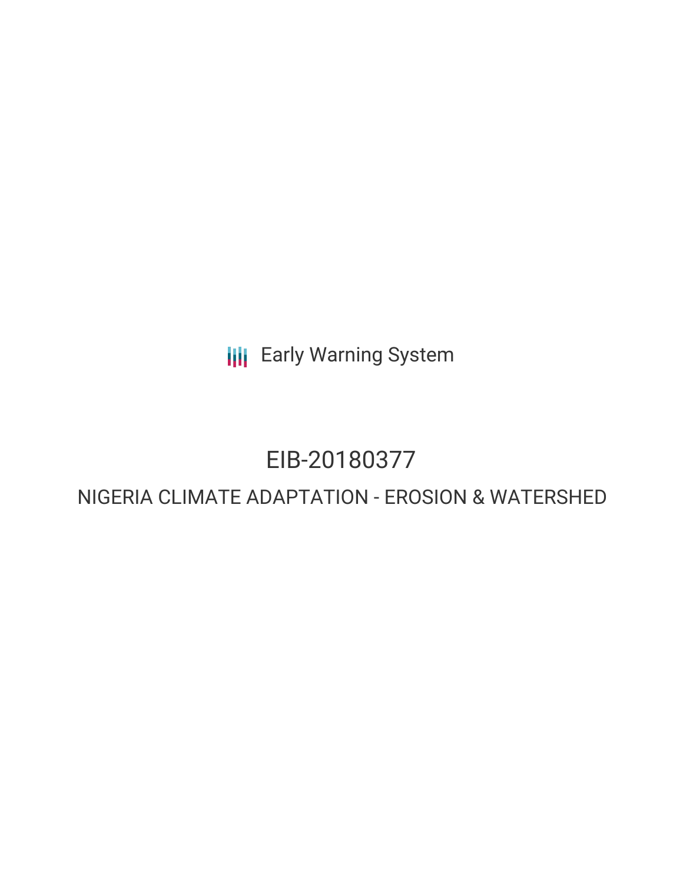Early Warning System

# EIB-20180377

## NIGERIA CLIMATE ADAPTATION - EROSION & WATERSHED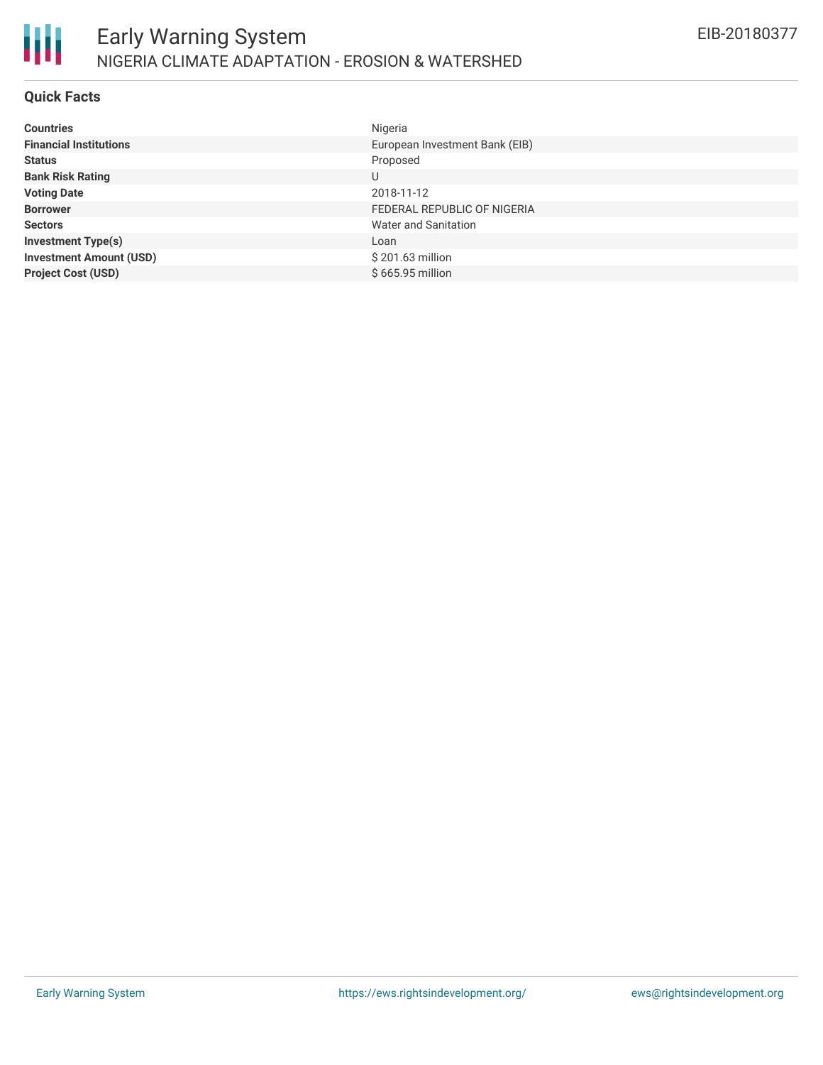# Early Warning System

## NIGERIA CLIMATE ADAPTATION - EROSION & WATERSHED

EIB-20180377

### Quick Facts

| | |
|---|---|
| **Countries** | Nigeria |
| **Financial Institutions** | European Investment Bank (EIB) |
| **Status** | Proposed |
| **Bank Risk Rating** | U |
| **Voting Date** | 2018-11-12 |
| **Borrower** | FEDERAL REPUBLIC OF NIGERIA |
| **Sectors** | Water and Sanitation |
| **Investment Type(s)** | Loan |
| **Investment Amount (USD)** | $ 201.63 million |
| **Project Cost (USD)** | $ 665.95 million |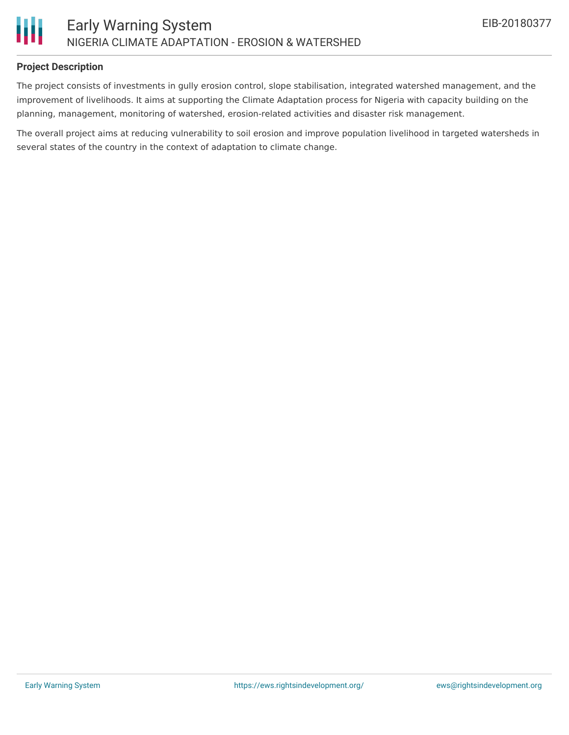### Project Description

The project consists of investments in gully erosion control, slope stabilisation, integrated watershed management, and the improvement of livelihoods. It aims at supporting the Climate Adaptation process for Nigeria with capacity building on the planning, management, monitoring of watershed, erosion-related activities and disaster risk management.

The overall project aims at reducing vulnerability to soil erosion and improve population livelihood in targeted watersheds in several states of the country in the context of adaptation to climate change.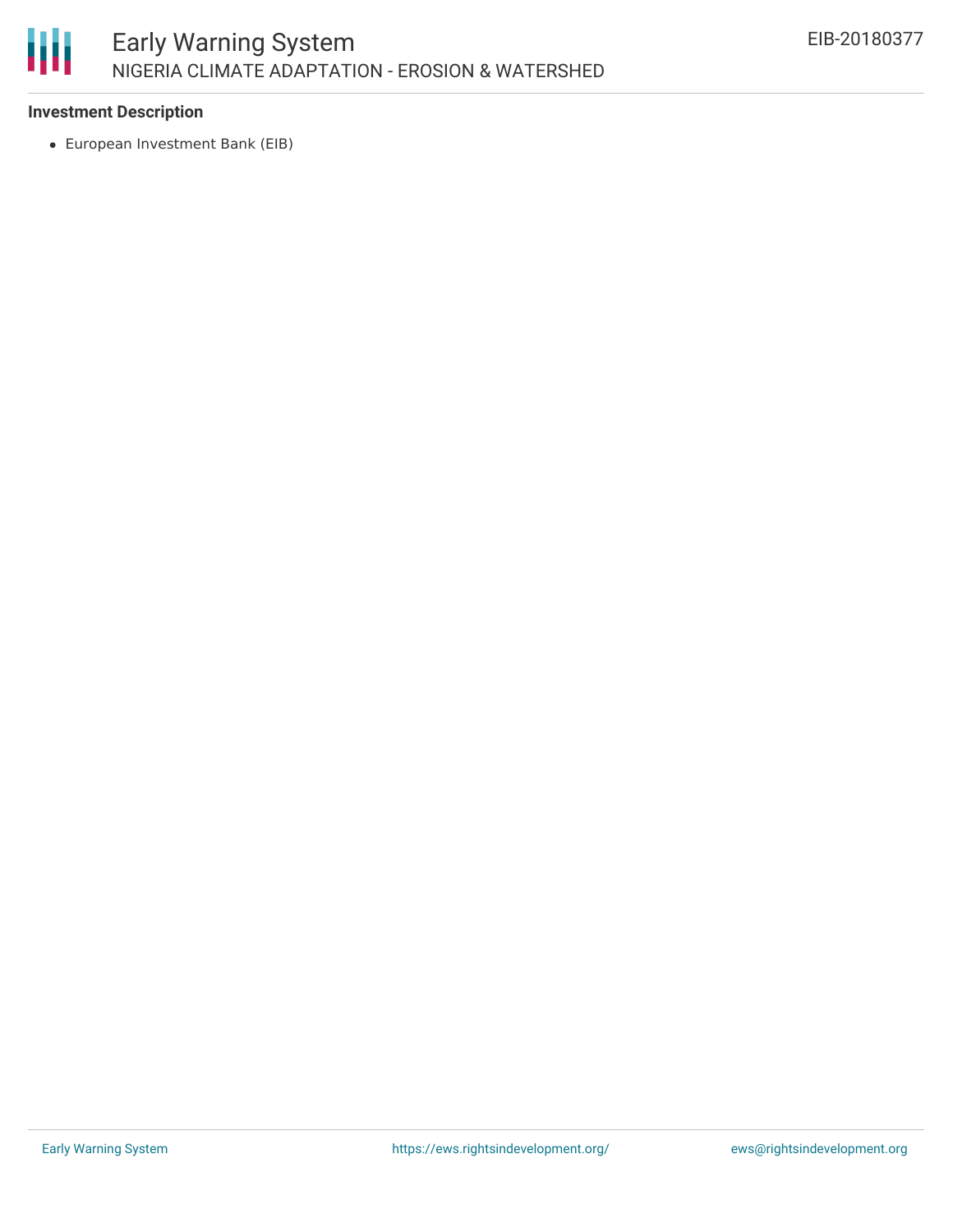**Investment Description**

- European Investment Bank (EIB)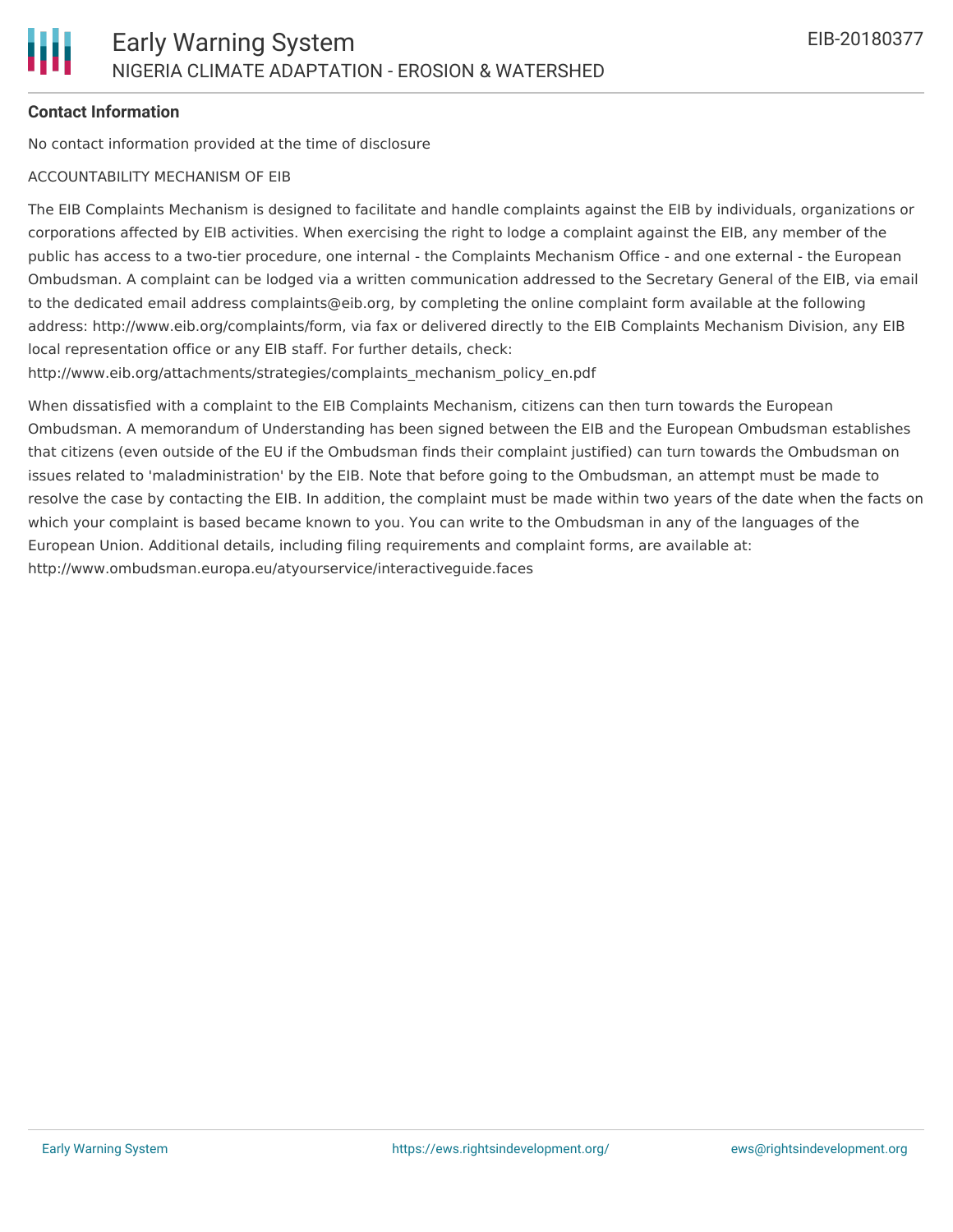## Contact Information

No contact information provided at the time of disclosure

ACCOUNTABILITY MECHANISM OF EIB

The EIB Complaints Mechanism is designed to facilitate and handle complaints against the EIB by individuals, organizations or corporations affected by EIB activities. When exercising the right to lodge a complaint against the EIB, any member of the public has access to a two-tier procedure, one internal - the Complaints Mechanism Office - and one external - the European Ombudsman. A complaint can be lodged via a written communication addressed to the Secretary General of the EIB, via email to the dedicated email address complaints@eib.org, by completing the online complaint form available at the following address: http://www.eib.org/complaints/form, via fax or delivered directly to the EIB Complaints Mechanism Division, any EIB local representation office or any EIB staff. For further details, check: http://www.eib.org/attachments/strategies/complaints_mechanism_policy_en.pdf

When dissatisfied with a complaint to the EIB Complaints Mechanism, citizens can then turn towards the European Ombudsman. A memorandum of Understanding has been signed between the EIB and the European Ombudsman establishes that citizens (even outside of the EU if the Ombudsman finds their complaint justified) can turn towards the Ombudsman on issues related to 'maladministration' by the EIB. Note that before going to the Ombudsman, an attempt must be made to resolve the case by contacting the EIB. In addition, the complaint must be made within two years of the date when the facts on which your complaint is based became known to you. You can write to the Ombudsman in any of the languages of the European Union. Additional details, including filing requirements and complaint forms, are available at: http://www.ombudsman.europa.eu/atyourservice/interactiveguide.faces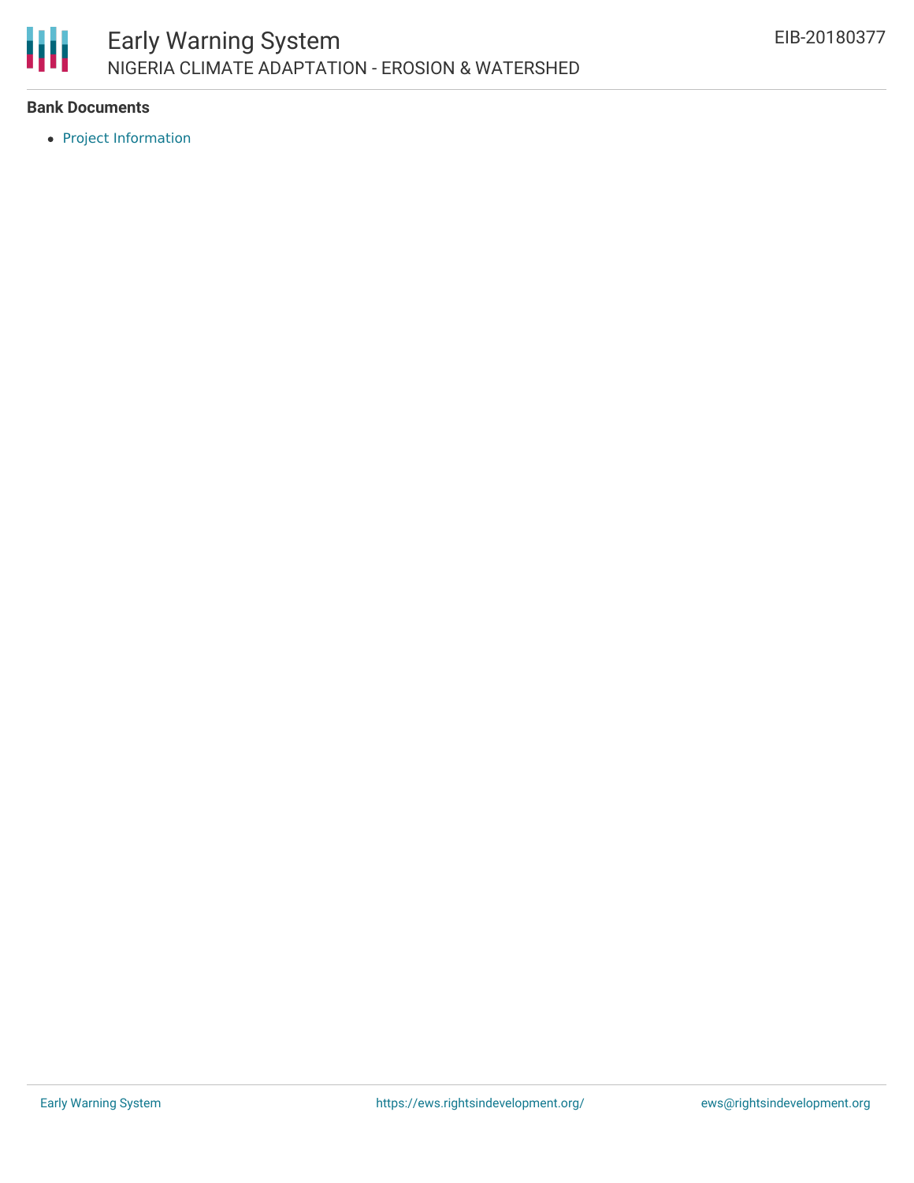**Bank Documents**

- Project Information